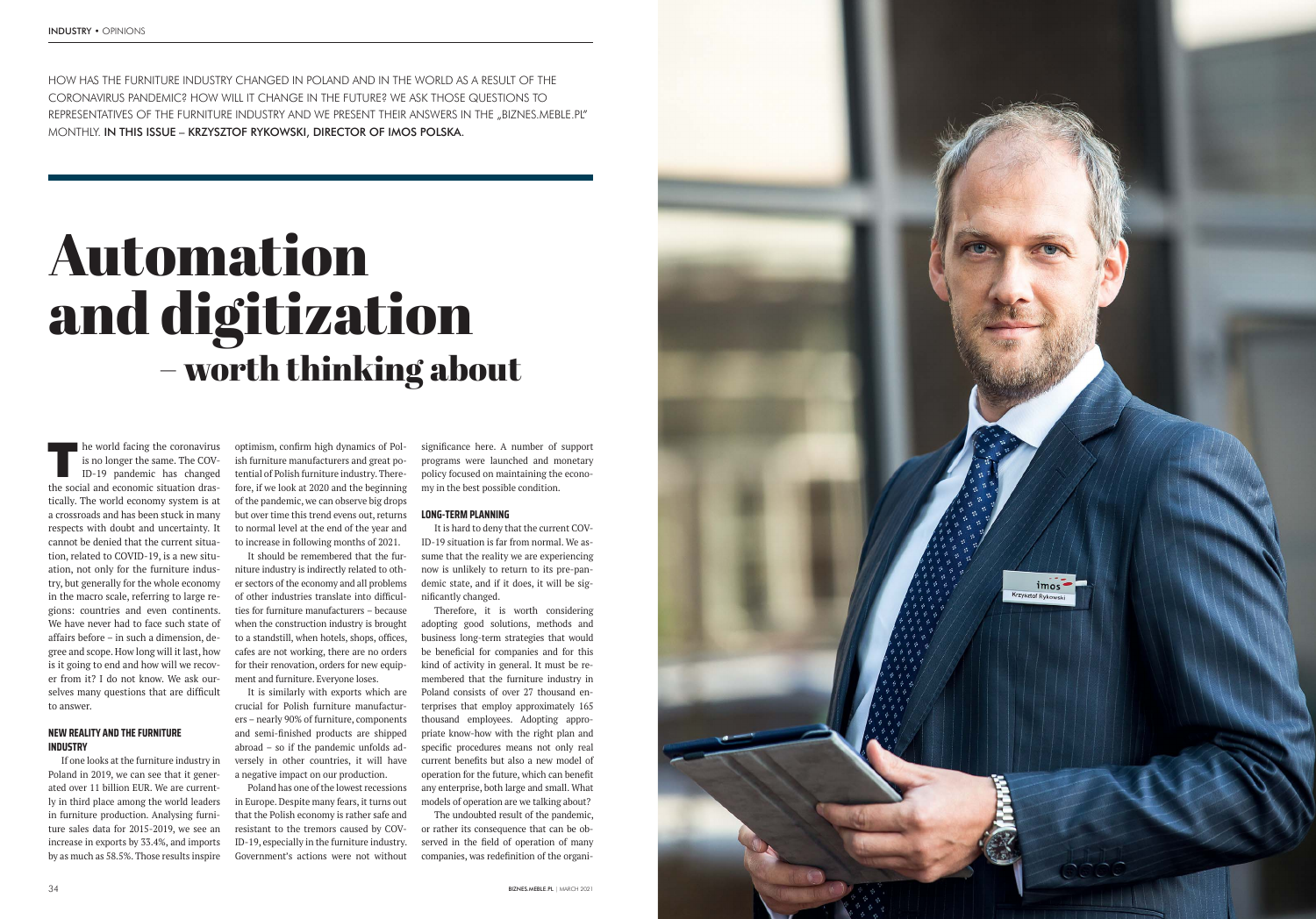HOW HAS THE FURNITURE INDUSTRY CHANGED IN POLAND AND IN THE WORLD AS A RESULT OF THE CORONAVIRUS PANDEMIC? HOW WILL IT CHANGE IN THE FUTURE? WE ASK THOSE QUESTIONS TO REPRESENTATIVES OF THE FURNITURE INDUSTRY AND WE PRESENT THEIR ANSWERS IN THE „BIZNES.MEBLE.PL" MONTHLY. **IN THIS ISSUE – KRZYSZTOF RYKOWSKI, DIRECTOR OF IMOS POLSKA.**

# Automation and digitization – worth thinking about

The world facing the coronavirus is no longer the same. The COVID-19 pandemic has changed the social and economic situation drastically. The world economy system is at a crossroads and has been stuck in many respects with doubt and uncertainty. It cannot be denied that the current situation, related to COVID-19, is a new situation, not only for the furniture industry, but generally for the whole economy in the macro scale, referring to large regions: countries and even continents. We have never had to face such state of affairs before – in such a dimension, degree and scope. How long will it last, how is it going to end and how will we recover from it? I do not know. We ask ourselves many questions that are difficult to answer.

## NEW REALITY AND THE FURNITURE INDUSTRY

If one looks at the furniture industry in Poland in 2019, we can see that it generated over 11 billion EUR. We are currently in third place among the world leaders in furniture production. Analysing furniture sales data for 2015-2019, we see an increase in exports by 33.4%, and imports by as much as 58.5%. Those results inspire optimism, confirm high dynamics of Polish furniture manufacturers and great potential of Polish furniture industry. Therefore, if we look at 2020 and the beginning of the pandemic, we can observe big drops but over time this trend evens out, returns to normal level at the end of the year and to increase in following months of 2021.

It should be remembered that the furniture industry is indirectly related to other sectors of the economy and all problems of other industries translate into difficulties for furniture manufacturers – because when the construction industry is brought to a standstill, when hotels, shops, offices, cafes are not working, there are no orders for their renovation, orders for new equipment and furniture. Everyone loses.

It is similarly with exports which are crucial for Polish furniture manufacturers – nearly 90% of furniture, components and semi-finished products are shipped abroad – so if the pandemic unfolds adversely in other countries, it will have a negative impact on our production.

Poland has one of the lowest recessions in Europe. Despite many fears, it turns out that the Polish economy is rather safe and resistant to the tremors caused by COVID-19, especially in the furniture industry. Government's actions were not without significance here. A number of support programs were launched and monetary policy focused on maintaining the economy in the best possible condition.

## LONG-TERM PLANNING

It is hard to deny that the current COVID-19 situation is far from normal. We assume that the reality we are experiencing now is unlikely to return to its pre-pandemic state, and if it does, it will be significantly changed.

Therefore, it is worth considering adopting good solutions, methods and business long-term strategies that would be beneficial for companies and for this kind of activity in general. It must be remembered that the furniture industry in Poland consists of over 27 thousand enterprises that employ approximately 165 thousand employees. Adopting appropriate know-how with the right plan and specific procedures means not only real current benefits but also a new model of operation for the future, which can benefit any enterprise, both large and small. What models of operation are we talking about?

The undoubted result of the pandemic, or rather its consequence that can be observed in the field of operation of many companies, was redefinition of the organi-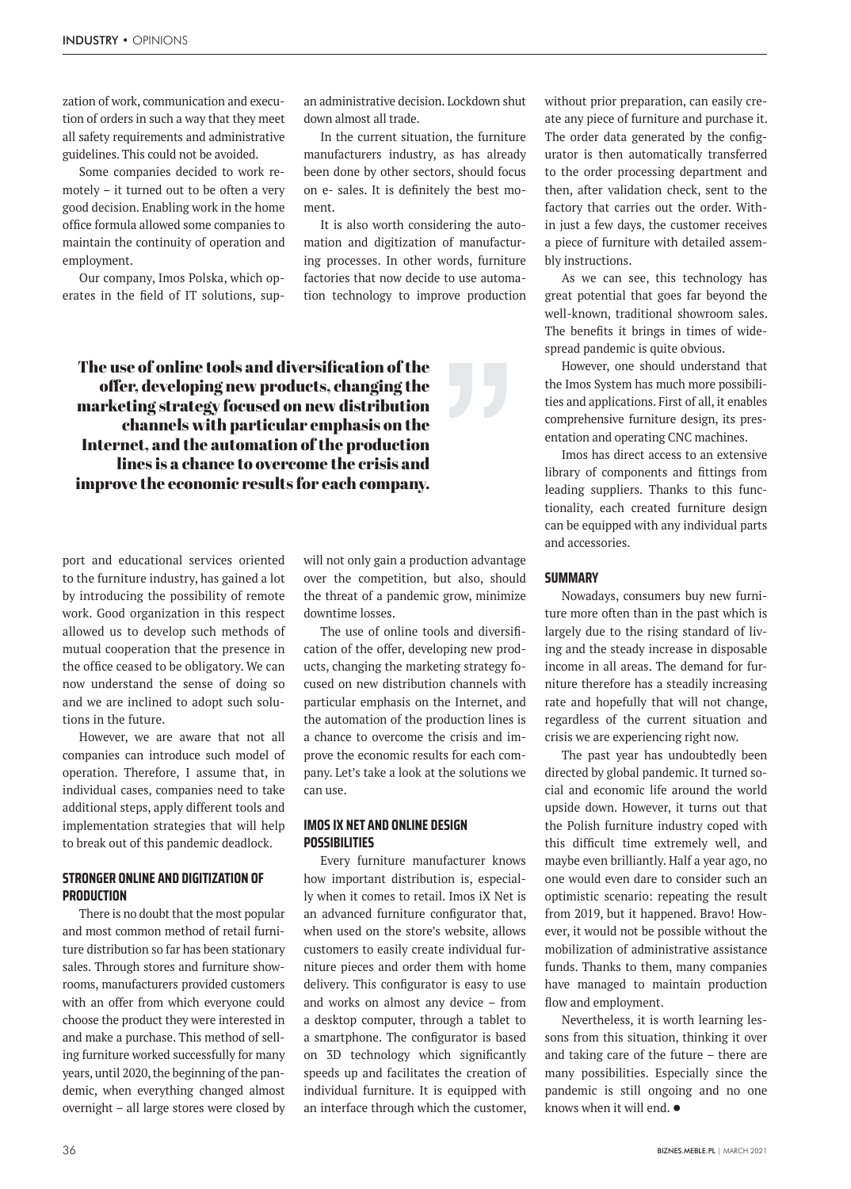zation of work, communication and execution of orders in such a way that they meet all safety requirements and administrative guidelines. This could not be avoided.

Some companies decided to work remotely – it turned out to be often a very good decision. Enabling work in the home office formula allowed some companies to maintain the continuity of operation and employment.

Our company, Imos Polska, which operates in the field of IT solutions, support and educational services oriented to the furniture industry, has gained a lot by introducing the possibility of remote work. Good organization in this respect allowed us to develop such methods of mutual cooperation that the presence in the office ceased to be obligatory. We can now understand the sense of doing so and we are inclined to adopt such solutions in the future.

However, we are aware that not all companies can introduce such model of operation. Therefore, I assume that, in individual cases, companies need to take additional steps, apply different tools and implementation strategies that will help to break out of this pandemic deadlock.

### STRONGER ONLINE AND DIGITIZATION OF PRODUCTION

There is no doubt that the most popular and most common method of retail furniture distribution so far has been stationary sales. Through stores and furniture showrooms, manufacturers provided customers with an offer from which everyone could choose the product they were interested in and make a purchase. This method of selling furniture worked successfully for many years, until 2020, the beginning of the pandemic, when everything changed almost overnight – all large stores were closed by an administrative decision. Lockdown shut down almost all trade.

In the current situation, the furniture manufacturers industry, as has already been done by other sectors, should focus on e- sales. It is definitely the best moment.

It is also worth considering the automation and digitization of manufacturing processes. In other words, furniture factories that now decide to use automation technology to improve production will not only gain a production advantage over the competition, but also, should the threat of a pandemic grow, minimize downtime losses.

> **The use of online tools and diversification of the offer, developing new products, changing the marketing strategy focused on new distribution channels with particular emphasis on the Internet, and the automation of the production lines is a chance to overcome the crisis and improve the economic results for each company.**

The use of online tools and diversification of the offer, developing new products, changing the marketing strategy focused on new distribution channels with particular emphasis on the Internet, and the automation of the production lines is a chance to overcome the crisis and improve the economic results for each company. Let's take a look at the solutions we can use.

### IMOS IX NET AND ONLINE DESIGN POSSIBILITIES

Every furniture manufacturer knows how important distribution is, especially when it comes to retail. Imos iX Net is an advanced furniture configurator that, when used on the store's website, allows customers to easily create individual furniture pieces and order them with home delivery. This configurator is easy to use and works on almost any device – from a desktop computer, through a tablet to a smartphone. The configurator is based on 3D technology which significantly speeds up and facilitates the creation of individual furniture. It is equipped with an interface through which the customer, without prior preparation, can easily create any piece of furniture and purchase it. The order data generated by the configurator is then automatically transferred to the order processing department and then, after validation check, sent to the factory that carries out the order. Within just a few days, the customer receives a piece of furniture with detailed assembly instructions.

As we can see, this technology has great potential that goes far beyond the well-known, traditional showroom sales. The benefits it brings in times of widespread pandemic is quite obvious.

However, one should understand that the Imos System has much more possibilities and applications. First of all, it enables comprehensive furniture design, its presentation and operating CNC machines.

Imos has direct access to an extensive library of components and fittings from leading suppliers. Thanks to this functionality, each created furniture design can be equipped with any individual parts and accessories.

### SUMMARY

Nowadays, consumers buy new furniture more often than in the past which is largely due to the rising standard of living and the steady increase in disposable income in all areas. The demand for furniture therefore has a steadily increasing rate and hopefully that will not change, regardless of the current situation and crisis we are experiencing right now.

The past year has undoubtedly been directed by global pandemic. It turned social and economic life around the world upside down. However, it turns out that the Polish furniture industry coped with this difficult time extremely well, and maybe even brilliantly. Half a year ago, no one would even dare to consider such an optimistic scenario: repeating the result from 2019, but it happened. Bravo! However, it would not be possible without the mobilization of administrative assistance funds. Thanks to them, many companies have managed to maintain production flow and employment.

Nevertheless, it is worth learning lessons from this situation, thinking it over and taking care of the future – there are many possibilities. Especially since the pandemic is still ongoing and no one knows when it will end. ●